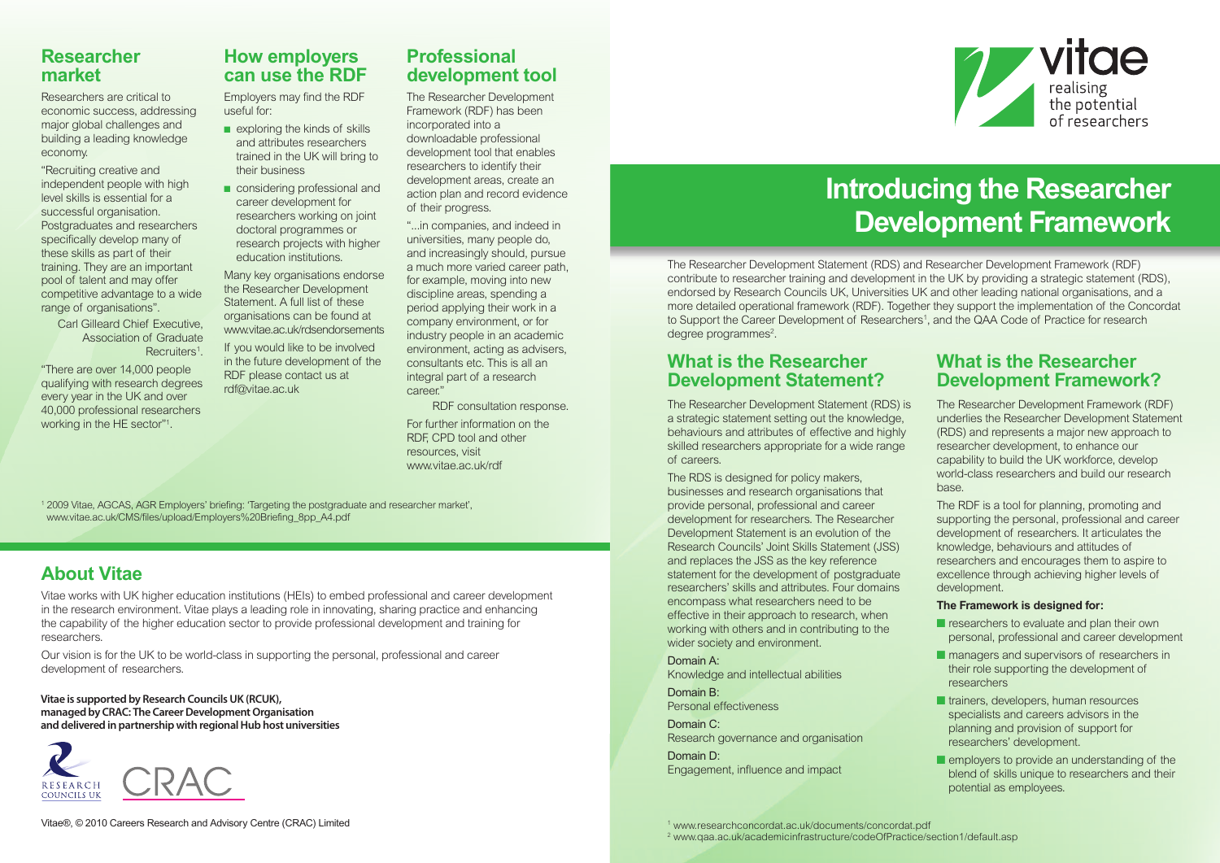## Researcher market

Researchers are critical to economic success, addressing major global challenges and building a leading knowledge economy.

"Recruiting creative and independent people with high level skills is essential for a successful organisation. Postgraduates and researchers specifically develop many of these skills as part of their training. They are an important pool of talent and may offer competitive advantage to a wide range of organisations".

Carl Gilleard Chief Executive, Association of Graduate Recruiters[1].

"There are over 14,000 people qualifying with research degrees every year in the UK and over 40,000 professional researchers working in the HE sector"[1].

## How employers can use the RDF

Employers may find the RDF useful for:

- exploring the kinds of skills and attributes researchers trained in the UK will bring to their business
- considering professional and career development for researchers working on joint doctoral programmes or research projects with higher education institutions.

Many key organisations endorse the Researcher Development Statement. A full list of these organisations can be found at www.vitae.ac.uk/rdsendorsements

If you would like to be involved in the future development of the RDF please contact us at rdf@vitae.ac.uk

## Professional development tool

The Researcher Development Framework (RDF) has been incorporated into a downloadable professional development tool that enables researchers to identify their development areas, create an action plan and record evidence of their progress.

"...in companies, and indeed in universities, many people do, and increasingly should, pursue a much more varied career path, for example, moving into new discipline areas, spending a period applying their work in a company environment, or for industry people in an academic environment, acting as advisers, consultants etc. This is all an integral part of a research career."

RDF consultation response.

For further information on the RDF, CPD tool and other resources, visit www.vitae.ac.uk/rdf

[1] 2009 Vitae, AGCAS, AGR Employers' briefing: 'Targeting the postgraduate and researcher market', www.vitae.ac.uk/CMS/files/upload/Employers%20Briefing_8pp_A4.pdf

## About Vitae

Vitae works with UK higher education institutions (HEIs) to embed professional and career development in the research environment. Vitae plays a leading role in innovating, sharing practice and enhancing the capability of the higher education sector to provide professional development and training for researchers.

Our vision is for the UK to be world-class in supporting the personal, professional and career development of researchers.

**Vitae is supported by Research Councils UK (RCUK), managed by CRAC: The Career Development Organisation and delivered in partnership with regional Hub host universities**

Vitae®, © 2010 Careers Research and Advisory Centre (CRAC) Limited

vitae realising the potential of researchers

# Introducing the Researcher Development Framework

The Researcher Development Statement (RDS) and Researcher Development Framework (RDF) contribute to researcher training and development in the UK by providing a strategic statement (RDS), endorsed by Research Councils UK, Universities UK and other leading national organisations, and a more detailed operational framework (RDF). Together they support the implementation of the Concordat to Support the Career Development of Researchers[1], and the QAA Code of Practice for research degree programmes[2].

## What is the Researcher Development Statement?

The Researcher Development Statement (RDS) is a strategic statement setting out the knowledge, behaviours and attributes of effective and highly skilled researchers appropriate for a wide range of careers.

The RDS is designed for policy makers, businesses and research organisations that provide personal, professional and career development for researchers. The Researcher Development Statement is an evolution of the Research Councils' Joint Skills Statement (JSS) and replaces the JSS as the key reference statement for the development of postgraduate researchers' skills and attributes. Four domains encompass what researchers need to be effective in their approach to research, when working with others and in contributing to the wider society and environment.

Domain A:
Knowledge and intellectual abilities

Domain B:
Personal effectiveness

Domain C:
Research governance and organisation

Domain D:
Engagement, influence and impact

## What is the Researcher Development Framework?

The Researcher Development Framework (RDF) underlies the Researcher Development Statement (RDS) and represents a major new approach to researcher development, to enhance our capability to build the UK workforce, develop world-class researchers and build our research base.

The RDF is a tool for planning, promoting and supporting the personal, professional and career development of researchers. It articulates the knowledge, behaviours and attitudes of researchers and encourages them to aspire to excellence through achieving higher levels of development.

**The Framework is designed for:**

- researchers to evaluate and plan their own personal, professional and career development
- managers and supervisors of researchers in their role supporting the development of researchers
- trainers, developers, human resources specialists and careers advisors in the planning and provision of support for researchers' development.
- employers to provide an understanding of the blend of skills unique to researchers and their potential as employees.

[1] www.researchconcordat.ac.uk/documents/concordat.pdf
[2] www.qaa.ac.uk/academicinfrastructure/codeOfPractice/section1/default.asp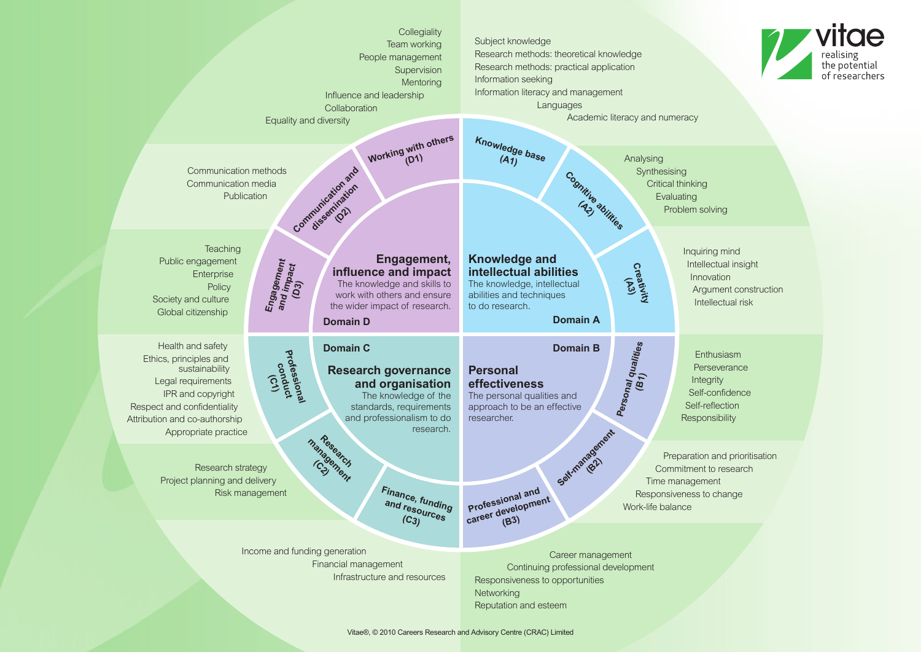vitae
realising the potential of researchers

## Domain A: Knowledge and intellectual abilities

The knowledge, intellectual abilities and techniques to do research.

### Knowledge base (A1)

- Subject knowledge
- Research methods: theoretical knowledge
- Research methods: practical application
- Information seeking
- Information literacy and management
- Languages
- Academic literacy and numeracy

### Cognitive abilities (A2)

- Analysing
- Synthesising
- Critical thinking
- Evaluating
- Problem solving

### Creativity (A3)

- Inquiring mind
- Intellectual insight
- Innovation
- Argument construction
- Intellectual risk

## Domain B: Personal effectiveness

The personal qualities and approach to be an effective researcher.

### Personal qualities (B1)

- Enthusiasm
- Perseverance
- Integrity
- Self-confidence
- Self-reflection
- Responsibility

### Self-management (B2)

- Preparation and prioritisation
- Commitment to research
- Time management
- Responsiveness to change
- Work-life balance

### Professional and career development (B3)

- Career management
- Continuing professional development
- Responsiveness to opportunities
- Networking
- Reputation and esteem

## Domain C: Research governance and organisation

The knowledge of the standards, requirements and professionalism to do research.

### Professional conduct (C1)

- Health and safety
- Ethics, principles and sustainability
- Legal requirements
- IPR and copyright
- Respect and confidentiality
- Attribution and co-authorship
- Appropriate practice

### Research management (C2)

- Research strategy
- Project planning and delivery
- Risk management

### Finance, funding and resources (C3)

- Income and funding generation
- Financial management
- Infrastructure and resources

## Domain D: Engagement, influence and impact

The knowledge and skills to work with others and ensure the wider impact of research.

### Working with others (D1)

- Collegiality
- Team working
- People management
- Supervision
- Mentoring
- Influence and leadership
- Collaboration
- Equality and diversity

### Communication and dissemination (D2)

- Communication methods
- Communication media
- Publication

### Engagement and impact (D3)

- Teaching
- Public engagement
- Enterprise
- Policy
- Society and culture
- Global citizenship

Vitae®, © 2010 Careers Research and Advisory Centre (CRAC) Limited